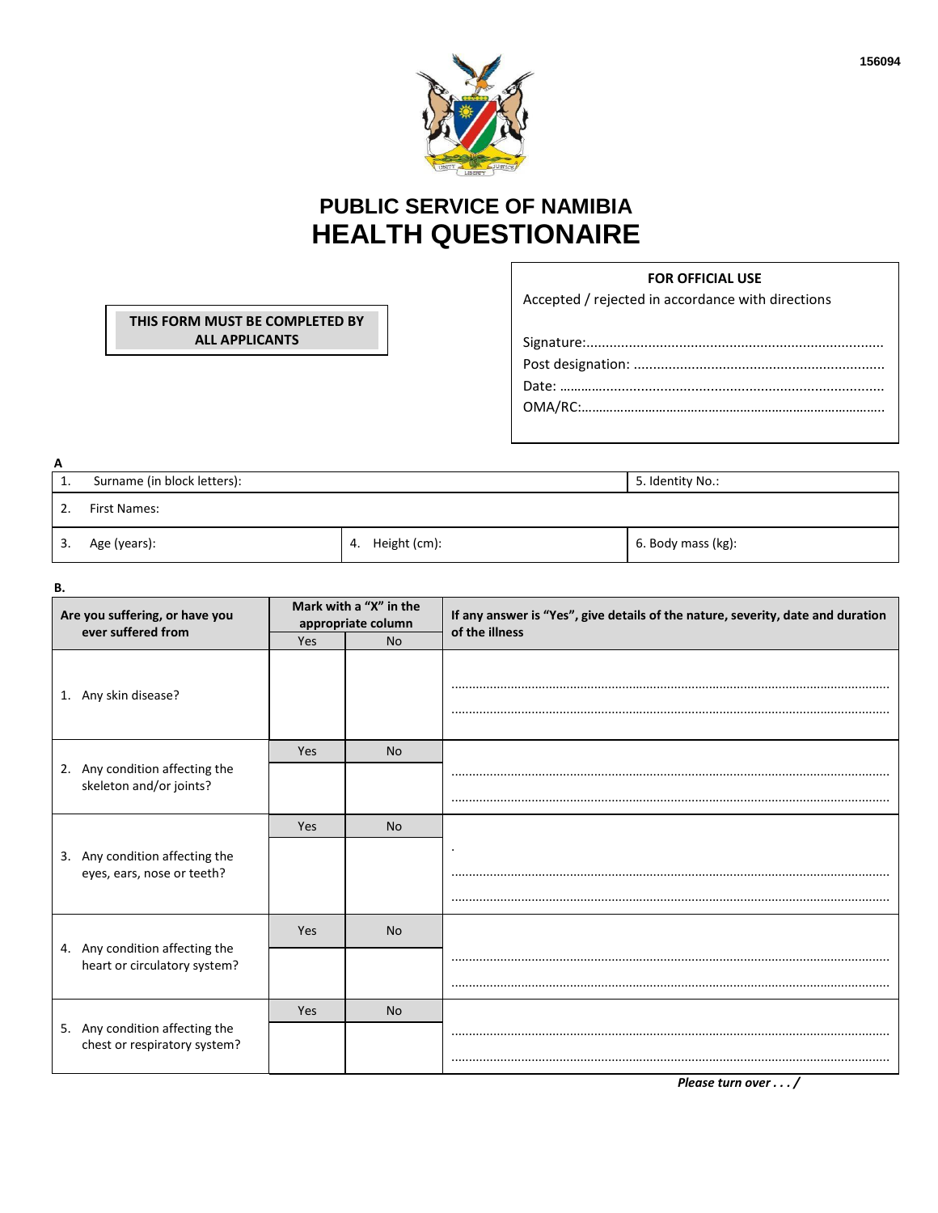156094

# PUBLIC SERVICE OF NAMIBIA
# HEALTH QUESTIONAIRE

**THIS FORM MUST BE COMPLETED BY ALL APPLICANTS**

**FOR OFFICIAL USE**

Accepted / rejected in accordance with directions

Signature:............................................................................

Post designation: ................................................................

Date: ..................................................................................

OMA/RC:.............................................................................

**A**

| | | |
|---|---|---|
| 1. Surname (in block letters): | | 5. Identity No.: |
| 2. First Names: | | |
| 3. Age (years): | 4. Height (cm): | 6. Body mass (kg): |

**B.**

| Are you suffering, or have you ever suffered from | Mark with a "X" in the appropriate column | | If any answer is "Yes", give details of the nature, severity, date and duration of the illness |
|---|---|---|---|
| | Yes | No | |
| 1. Any skin disease? | | | ............................................................ ............................................................ |
| | Yes | No | |
| 2. Any condition affecting the skeleton and/or joints? | | | ............................................................ ............................................................ |
| | Yes | No | |
| 3. Any condition affecting the eyes, ears, nose or teeth? | | | . ............................................................ ............................................................ |
| | Yes | No | |
| 4. Any condition affecting the heart or circulatory system? | | | ............................................................ ............................................................ |
| | Yes | No | |
| 5. Any condition affecting the chest or respiratory system? | | | ............................................................ ............................................................ |

***Please turn over . . . /***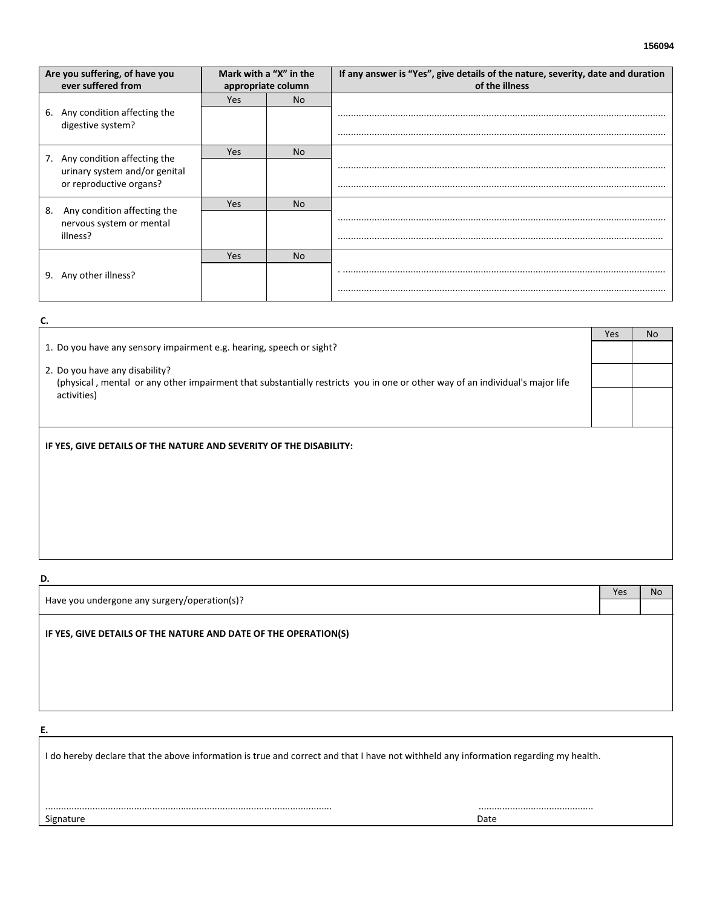156094

| Are you suffering, of have you ever suffered from | Mark with a "X" in the appropriate column | | If any answer is "Yes", give details of the nature, severity, date and duration of the illness |
|---|---|---|---|
| | Yes | No | |
| 6. Any condition affecting the digestive system? | | | ............................................................................................................................ ............................................................................................................................ |
| | Yes | No | |
| 7. Any condition affecting the urinary system and/or genital or reproductive organs? | | | ............................................................................................................................ ............................................................................................................................ |
| | Yes | No | |
| 8. Any condition affecting the nervous system or mental illness? | | | ............................................................................................................................ ............................................................................................................................ |
| | Yes | No | |
| 9. Any other illness? | | | . .......................................................................................................................... ............................................................................................................................ |

**C.**

| | Yes | No |
|---|---|---|
| 1. Do you have any sensory impairment e.g. hearing, speech or sight? | | |
| 2. Do you have any disability? (physical , mental or any other impairment that substantially restricts you in one or other way of an individual's major life activities) | | |

**IF YES, GIVE DETAILS OF THE NATURE AND SEVERITY OF THE DISABILITY:**

**D.**

| | Yes | No |
|---|---|---|
| Have you undergone any surgery/operation(s)? | | |

**IF YES, GIVE DETAILS OF THE NATURE AND DATE OF THE OPERATION(S)**

**E.**

I do hereby declare that the above information is true and correct and that I have not withheld any information regarding my health.

............................................................................................................ ............................................

Signature Date